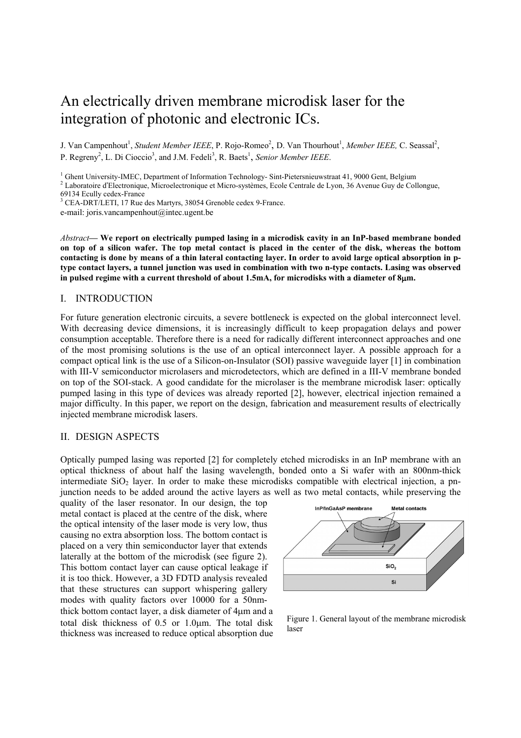# An electrically driven membrane microdisk laser for the integration of photonic and electronic ICs.

J. Van Campenhout[1], *Student Member IEEE*, P. Rojo-Romeo[2], D. Van Thourhout[1], *Member IEEE,* C. Seassal[2], P. Regreny[2], L. Di Cioccio[3], and J.M. Fedeli[3], R. Baets[1], *Senior Member IEEE*.

[1] Ghent University-IMEC, Department of Information Technology- Sint-Pietersnieuwstraat 41, 9000 Gent, Belgium
[2] Laboratoire d'Electronique, Microelectronique et Micro-systèmes, Ecole Centrale de Lyon, 36 Avenue Guy de Collongue, 69134 Ecully cedex-France
[3] CEA-DRT/LETI, 17 Rue des Martyrs, 38054 Grenoble cedex 9-France.
e-mail: joris.vancampenhout@intec.ugent.be

*Abstract*— **We report on electrically pumped lasing in a microdisk cavity in an InP-based membrane bonded on top of a silicon wafer. The top metal contact is placed in the center of the disk, whereas the bottom contacting is done by means of a thin lateral contacting layer. In order to avoid large optical absorption in p-type contact layers, a tunnel junction was used in combination with two n-type contacts. Lasing was observed in pulsed regime with a current threshold of about 1.5mA, for microdisks with a diameter of 8μm.**

## I. INTRODUCTION

For future generation electronic circuits, a severe bottleneck is expected on the global interconnect level. With decreasing device dimensions, it is increasingly difficult to keep propagation delays and power consumption acceptable. Therefore there is a need for radically different interconnect approaches and one of the most promising solutions is the use of an optical interconnect layer. A possible approach for a compact optical link is the use of a Silicon-on-Insulator (SOI) passive waveguide layer [1] in combination with III-V semiconductor microlasers and microdetectors, which are defined in a III-V membrane bonded on top of the SOI-stack. A good candidate for the microlaser is the membrane microdisk laser: optically pumped lasing in this type of devices was already reported [2], however, electrical injection remained a major difficulty. In this paper, we report on the design, fabrication and measurement results of electrically injected membrane microdisk lasers.

## II. DESIGN ASPECTS

Optically pumped lasing was reported [2] for completely etched microdisks in an InP membrane with an optical thickness of about half the lasing wavelength, bonded onto a Si wafer with an 800nm-thick intermediate $SiO_2$ layer. In order to make these microdisks compatible with electrical injection, a pn-junction needs to be added around the active layers as well as two metal contacts, while preserving the quality of the laser resonator. In our design, the top metal contact is placed at the centre of the disk, where the optical intensity of the laser mode is very low, thus causing no extra absorption loss. The bottom contact is placed on a very thin semiconductor layer that extends laterally at the bottom of the microdisk (see figure 2). This bottom contact layer can cause optical leakage if it is too thick. However, a 3D FDTD analysis revealed that these structures can support whispering gallery modes with quality factors over 10000 for a 50nm-thick bottom contact layer, a disk diameter of 4μm and a total disk thickness of 0.5 or 1.0μm. The total disk thickness was increased to reduce optical absorption due

Figure 1. General layout of the membrane microdisk laser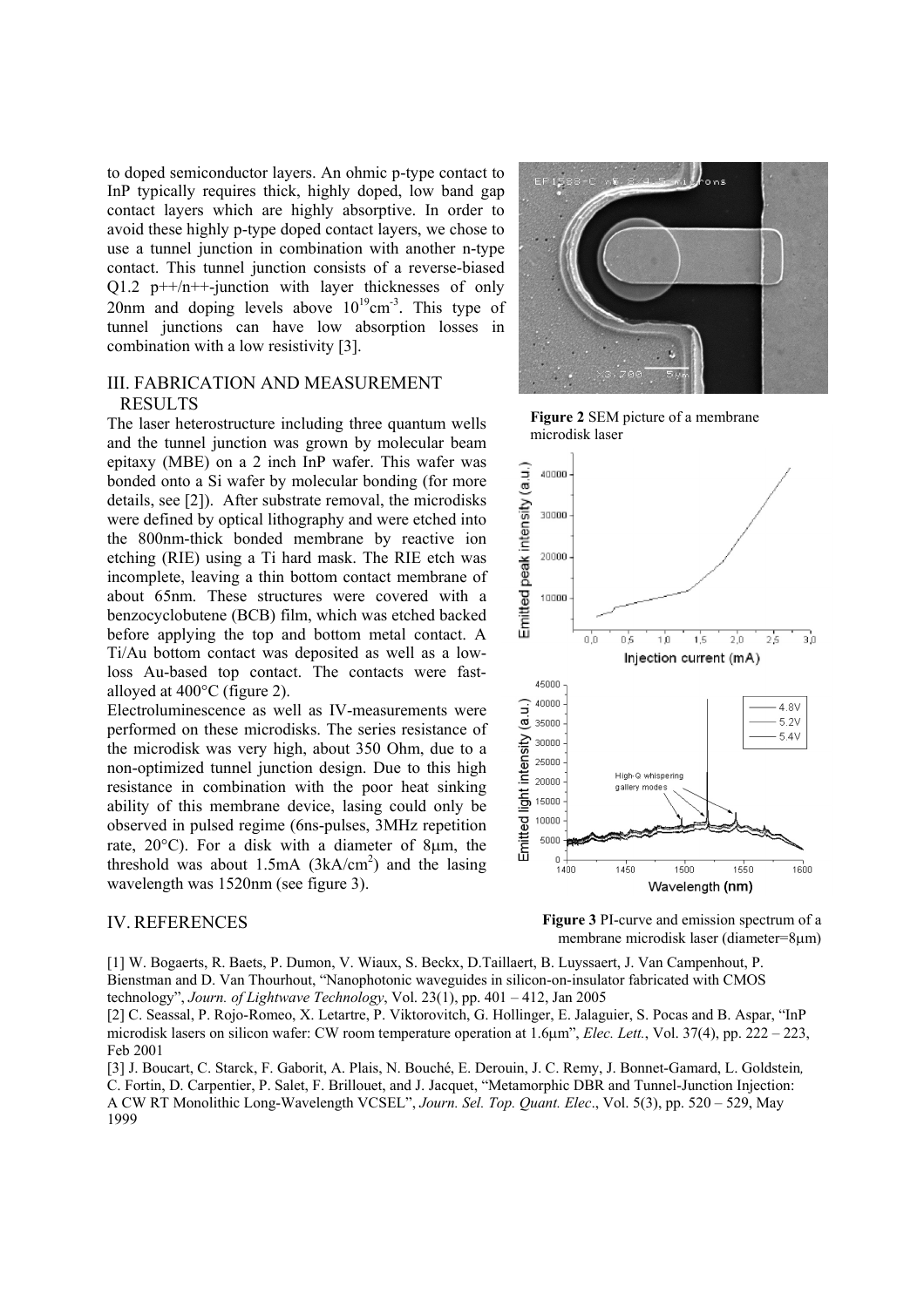to doped semiconductor layers. An ohmic p-type contact to InP typically requires thick, highly doped, low band gap contact layers which are highly absorptive. In order to avoid these highly p-type doped contact layers, we chose to use a tunnel junction in combination with another n-type contact. This tunnel junction consists of a reverse-biased Q1.2 p++/n++-junction with layer thicknesses of only 20nm and doping levels above $10^{19}$cm$^{-3}$. This type of tunnel junctions can have low absorption losses in combination with a low resistivity [3].

## III. FABRICATION AND MEASUREMENT RESULTS

The laser heterostructure including three quantum wells and the tunnel junction was grown by molecular beam epitaxy (MBE) on a 2 inch InP wafer. This wafer was bonded onto a Si wafer by molecular bonding (for more details, see [2]). After substrate removal, the microdisks were defined by optical lithography and were etched into the 800nm-thick bonded membrane by reactive ion etching (RIE) using a Ti hard mask. The RIE etch was incomplete, leaving a thin bottom contact membrane of about 65nm. These structures were covered with a benzocyclobutene (BCB) film, which was etched backed before applying the top and bottom metal contact. A Ti/Au bottom contact was deposited as well as a low-loss Au-based top contact. The contacts were fast-alloyed at 400°C (figure 2).

Electroluminescence as well as IV-measurements were performed on these microdisks. The series resistance of the microdisk was very high, about 350 Ohm, due to a non-optimized tunnel junction design. Due to this high resistance in combination with the poor heat sinking ability of this membrane device, lasing could only be observed in pulsed regime (6ns-pulses, 3MHz repetition rate, 20°C). For a disk with a diameter of 8μm, the threshold was about 1.5mA (3kA/cm$^2$) and the lasing wavelength was 1520nm (see figure 3).

EF1523-C ... microns
X3,700 5μm

**Figure 2** SEM picture of a membrane microdisk laser

Emitted peak intensity (a.u.)
40000
30000
20000
10000
0,0 0,5 1,0 1,5 2,0 2,5 3,0
Injection current (mA)

Emitted light intensity (a.u.)
45000
40000
35000
30000
25000
20000
15000
10000
5000
0
1400 1450 1500 1550 1600
Wavelength (nm)
4.8V
5.2V
5.4V
High-Q whispering gallery modes

**Figure 3** PI-curve and emission spectrum of a membrane microdisk laser (diameter=8μm)

## IV. REFERENCES

[1] W. Bogaerts, R. Baets, P. Dumon, V. Wiaux, S. Beckx, D.Taillaert, B. Luyssaert, J. Van Campenhout, P. Bienstman and D. Van Thourhout, "Nanophotonic waveguides in silicon-on-insulator fabricated with CMOS technology", *Journ. of Lightwave Technology*, Vol. 23(1), pp. 401 – 412, Jan 2005

[2] C. Seassal, P. Rojo-Romeo, X. Letartre, P. Viktorovitch, G. Hollinger, E. Jalaguier, S. Pocas and B. Aspar, "InP microdisk lasers on silicon wafer: CW room temperature operation at 1.6μm", *Elec. Lett.*, Vol. 37(4), pp. 222 – 223, Feb 2001

[3] J. Boucart, C. Starck, F. Gaborit, A. Plais, N. Bouché, E. Derouin, J. C. Remy, J. Bonnet-Gamard, L. Goldstein, C. Fortin, D. Carpentier, P. Salet, F. Brillouet, and J. Jacquet, "Metamorphic DBR and Tunnel-Junction Injection: A CW RT Monolithic Long-Wavelength VCSEL", *Journ. Sel. Top. Quant. Elec*., Vol. 5(3), pp. 520 – 529, May 1999